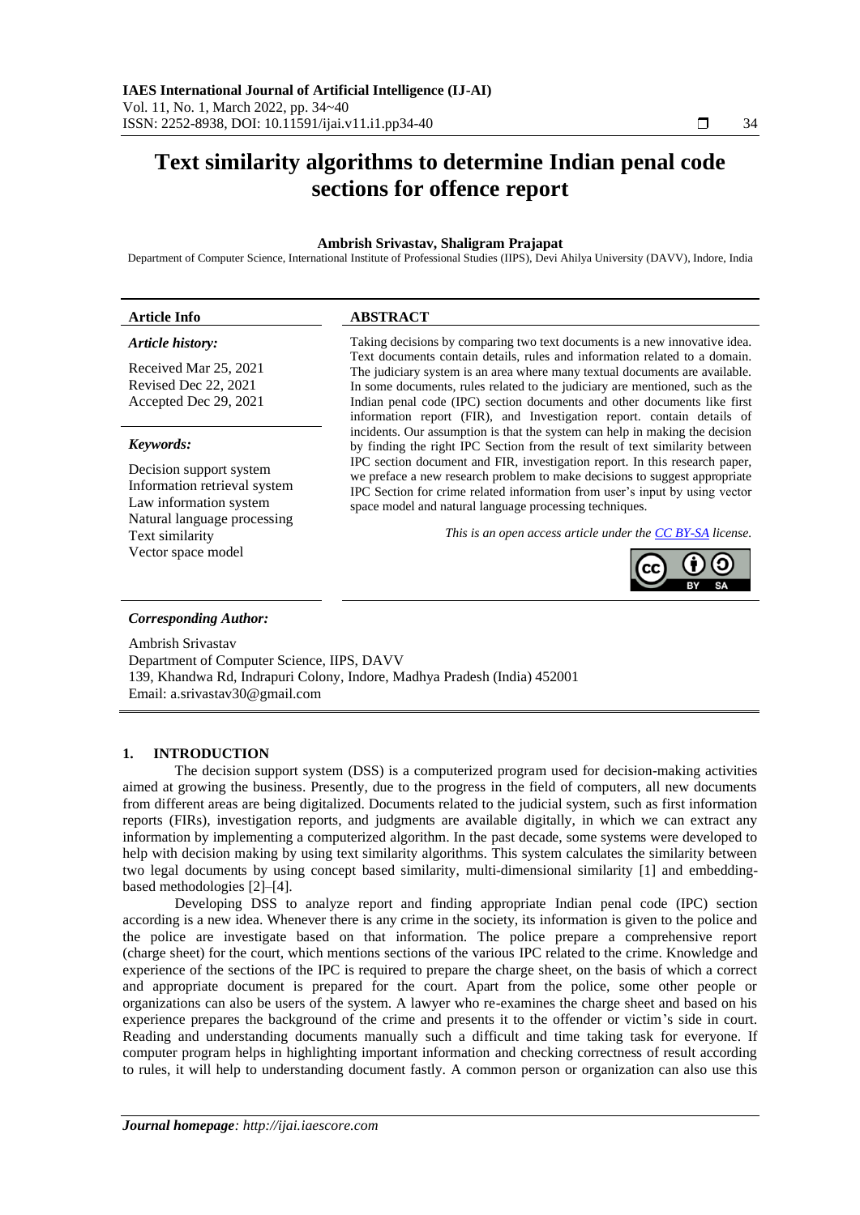# Text similarity algorithms to determine Indian penal code sections for offence report

**Ambrish Srivastav, Shaligram Prajapat**

Department of Computer Science, International Institute of Professional Studies (IIPS), Devi Ahilya University (DAVV), Indore, India

| **Article Info** | **ABSTRACT** |
|---|---|
| *Article history:*<br><br>Received Mar 25, 2021<br>Revised Dec 22, 2021<br>Accepted Dec 29, 2021<br><br>*Keywords:*<br><br>Decision support system<br>Information retrieval system<br>Law information system<br>Natural language processing<br>Text similarity<br>Vector space model | Taking decisions by comparing two text documents is a new innovative idea. Text documents contain details, rules and information related to a domain. The judiciary system is an area where many textual documents are available. In some documents, rules related to the judiciary are mentioned, such as the Indian penal code (IPC) section documents and other documents like first information report (FIR), and Investigation report. contain details of incidents. Our assumption is that the system can help in making the decision by finding the right IPC Section from the result of text similarity between IPC section document and FIR, investigation report. In this research paper, we preface a new research problem to make decisions to suggest appropriate IPC Section for crime related information from user's input by using vector space model and natural language processing techniques.<br><br>*This is an open access article under the CC BY-SA license.* |

***Corresponding Author:***

Ambrish Srivastav
Department of Computer Science, IIPS, DAVV
139, Khandwa Rd, Indrapuri Colony, Indore, Madhya Pradesh (India) 452001
Email: a.srivastav30@gmail.com

## 1. INTRODUCTION

The decision support system (DSS) is a computerized program used for decision-making activities aimed at growing the business. Presently, due to the progress in the field of computers, all new documents from different areas are being digitalized. Documents related to the judicial system, such as first information reports (FIRs), investigation reports, and judgments are available digitally, in which we can extract any information by implementing a computerized algorithm. In the past decade, some systems were developed to help with decision making by using text similarity algorithms. This system calculates the similarity between two legal documents by using concept based similarity, multi-dimensional similarity [1] and embedding-based methodologies [2]–[4].

Developing DSS to analyze report and finding appropriate Indian penal code (IPC) section according is a new idea. Whenever there is any crime in the society, its information is given to the police and the police are investigate based on that information. The police prepare a comprehensive report (charge sheet) for the court, which mentions sections of the various IPC related to the crime. Knowledge and experience of the sections of the IPC is required to prepare the charge sheet, on the basis of which a correct and appropriate document is prepared for the court. Apart from the police, some other people or organizations can also be users of the system. A lawyer who re-examines the charge sheet and based on his experience prepares the background of the crime and presents it to the offender or victim's side in court. Reading and understanding documents manually such a difficult and time taking task for everyone. If computer program helps in highlighting important information and checking correctness of result according to rules, it will help to understanding document fastly. A common person or organization can also use this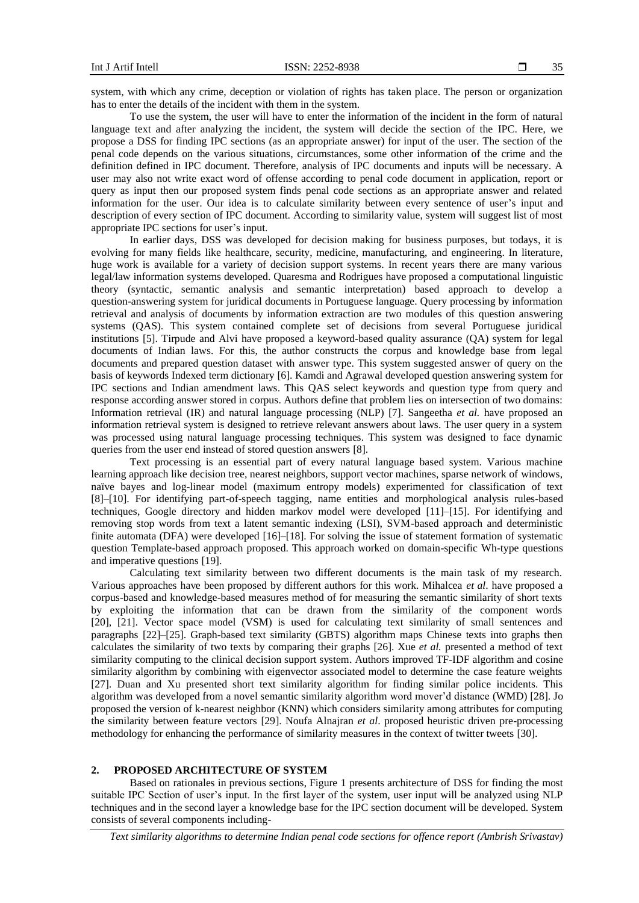system, with which any crime, deception or violation of rights has taken place. The person or organization has to enter the details of the incident with them in the system.

To use the system, the user will have to enter the information of the incident in the form of natural language text and after analyzing the incident, the system will decide the section of the IPC. Here, we propose a DSS for finding IPC sections (as an appropriate answer) for input of the user. The section of the penal code depends on the various situations, circumstances, some other information of the crime and the definition defined in IPC document. Therefore, analysis of IPC documents and inputs will be necessary. A user may also not write exact word of offense according to penal code document in application, report or query as input then our proposed system finds penal code sections as an appropriate answer and related information for the user. Our idea is to calculate similarity between every sentence of user's input and description of every section of IPC document. According to similarity value, system will suggest list of most appropriate IPC sections for user's input.

In earlier days, DSS was developed for decision making for business purposes, but todays, it is evolving for many fields like healthcare, security, medicine, manufacturing, and engineering. In literature, huge work is available for a variety of decision support systems. In recent years there are many various legal/law information systems developed. Quaresma and Rodrigues have proposed a computational linguistic theory (syntactic, semantic analysis and semantic interpretation) based approach to develop a question-answering system for juridical documents in Portuguese language. Query processing by information retrieval and analysis of documents by information extraction are two modules of this question answering systems (QAS). This system contained complete set of decisions from several Portuguese juridical institutions [5]. Tirpude and Alvi have proposed a keyword-based quality assurance (QA) system for legal documents of Indian laws. For this, the author constructs the corpus and knowledge base from legal documents and prepared question dataset with answer type. This system suggested answer of query on the basis of keywords Indexed term dictionary [6]. Kamdi and Agrawal developed question answering system for IPC sections and Indian amendment laws. This QAS select keywords and question type from query and response according answer stored in corpus. Authors define that problem lies on intersection of two domains: Information retrieval (IR) and natural language processing (NLP) [7]. Sangeetha *et al.* have proposed an information retrieval system is designed to retrieve relevant answers about laws. The user query in a system was processed using natural language processing techniques. This system was designed to face dynamic queries from the user end instead of stored question answers [8].

Text processing is an essential part of every natural language based system. Various machine learning approach like decision tree, nearest neighbors, support vector machines, sparse network of windows, naïve bayes and log-linear model (maximum entropy models) experimented for classification of text [8]–[10]. For identifying part-of-speech tagging, name entities and morphological analysis rules-based techniques, Google directory and hidden markov model were developed [11]–[15]. For identifying and removing stop words from text a latent semantic indexing (LSI), SVM-based approach and deterministic finite automata (DFA) were developed [16]–[18]. For solving the issue of statement formation of systematic question Template-based approach proposed. This approach worked on domain-specific Wh-type questions and imperative questions [19].

Calculating text similarity between two different documents is the main task of my research. Various approaches have been proposed by different authors for this work. Mihalcea *et al*. have proposed a corpus-based and knowledge-based measures method of for measuring the semantic similarity of short texts by exploiting the information that can be drawn from the similarity of the component words [20], [21]. Vector space model (VSM) is used for calculating text similarity of small sentences and paragraphs [22]–[25]. Graph-based text similarity (GBTS) algorithm maps Chinese texts into graphs then calculates the similarity of two texts by comparing their graphs [26]. Xue *et al.* presented a method of text similarity computing to the clinical decision support system. Authors improved TF-IDF algorithm and cosine similarity algorithm by combining with eigenvector associated model to determine the case feature weights [27]. Duan and Xu presented short text similarity algorithm for finding similar police incidents. This algorithm was developed from a novel semantic similarity algorithm word mover'd distance (WMD) [28]. Jo proposed the version of k-nearest neighbor (KNN) which considers similarity among attributes for computing the similarity between feature vectors [29]. Noufa Alnajran *et al*. proposed heuristic driven pre-processing methodology for enhancing the performance of similarity measures in the context of twitter tweets [30].

## 2. PROPOSED ARCHITECTURE OF SYSTEM

Based on rationales in previous sections, Figure 1 presents architecture of DSS for finding the most suitable IPC Section of user's input. In the first layer of the system, user input will be analyzed using NLP techniques and in the second layer a knowledge base for the IPC section document will be developed. System consists of several components including-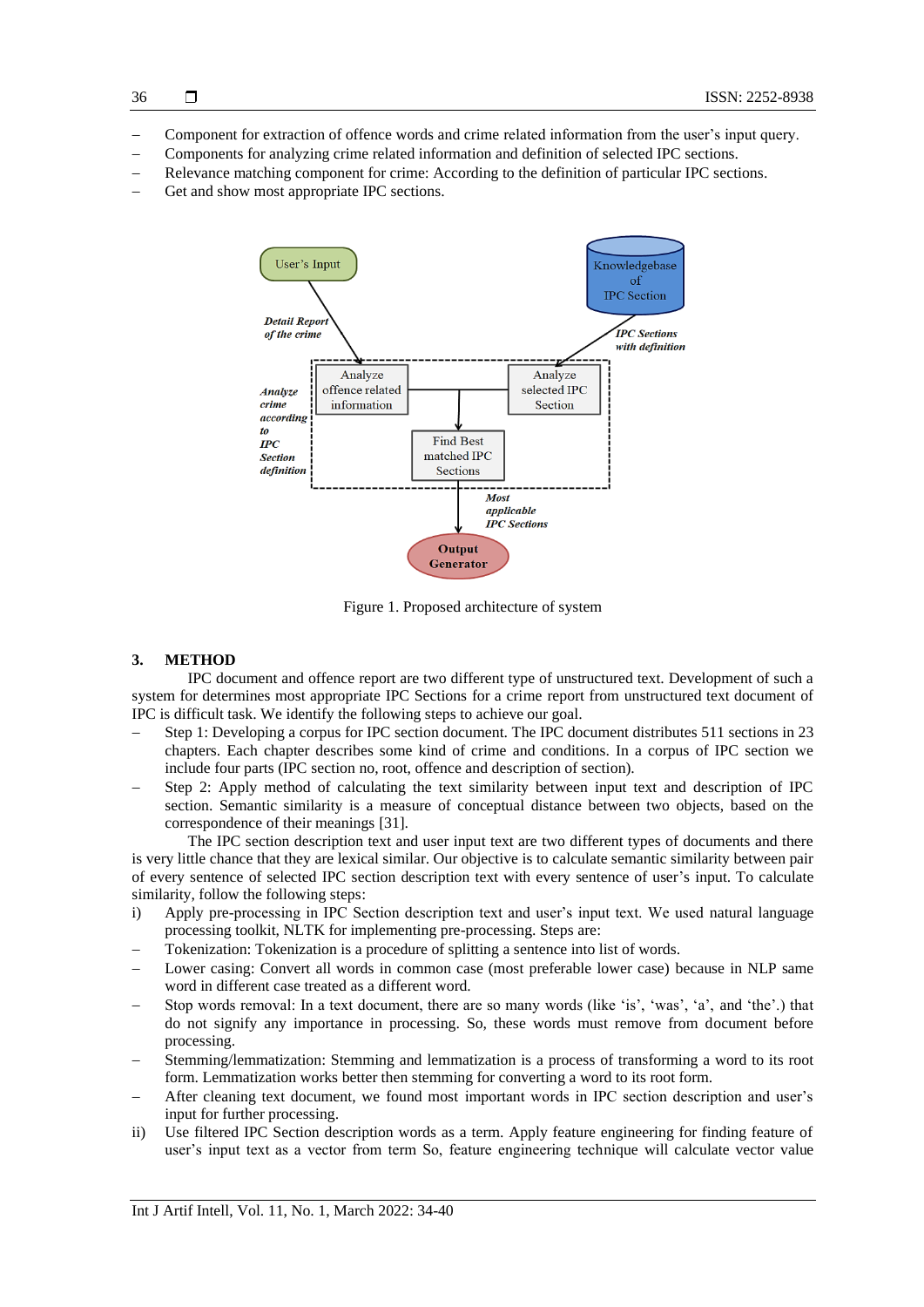- Component for extraction of offence words and crime related information from the user's input query.
- Components for analyzing crime related information and definition of selected IPC sections.
- Relevance matching component for crime: According to the definition of particular IPC sections.
- Get and show most appropriate IPC sections.

Figure 1. Proposed architecture of system

## 3. METHOD

IPC document and offence report are two different type of unstructured text. Development of such a system for determines most appropriate IPC Sections for a crime report from unstructured text document of IPC is difficult task. We identify the following steps to achieve our goal.

- Step 1: Developing a corpus for IPC section document. The IPC document distributes 511 sections in 23 chapters. Each chapter describes some kind of crime and conditions. In a corpus of IPC section we include four parts (IPC section no, root, offence and description of section).
- Step 2: Apply method of calculating the text similarity between input text and description of IPC section. Semantic similarity is a measure of conceptual distance between two objects, based on the correspondence of their meanings [31].

The IPC section description text and user input text are two different types of documents and there is very little chance that they are lexical similar. Our objective is to calculate semantic similarity between pair of every sentence of selected IPC section description text with every sentence of user's input. To calculate similarity, follow the following steps:

i) Apply pre-processing in IPC Section description text and user's input text. We used natural language processing toolkit, NLTK for implementing pre-processing. Steps are:

- Tokenization: Tokenization is a procedure of splitting a sentence into list of words.
- Lower casing: Convert all words in common case (most preferable lower case) because in NLP same word in different case treated as a different word.
- Stop words removal: In a text document, there are so many words (like 'is', 'was', 'a', and 'the'.) that do not signify any importance in processing. So, these words must remove from document before processing.
- Stemming/lemmatization: Stemming and lemmatization is a process of transforming a word to its root form. Lemmatization works better then stemming for converting a word to its root form.
- After cleaning text document, we found most important words in IPC section description and user's input for further processing.

ii) Use filtered IPC Section description words as a term. Apply feature engineering for finding feature of user's input text as a vector from term So, feature engineering technique will calculate vector value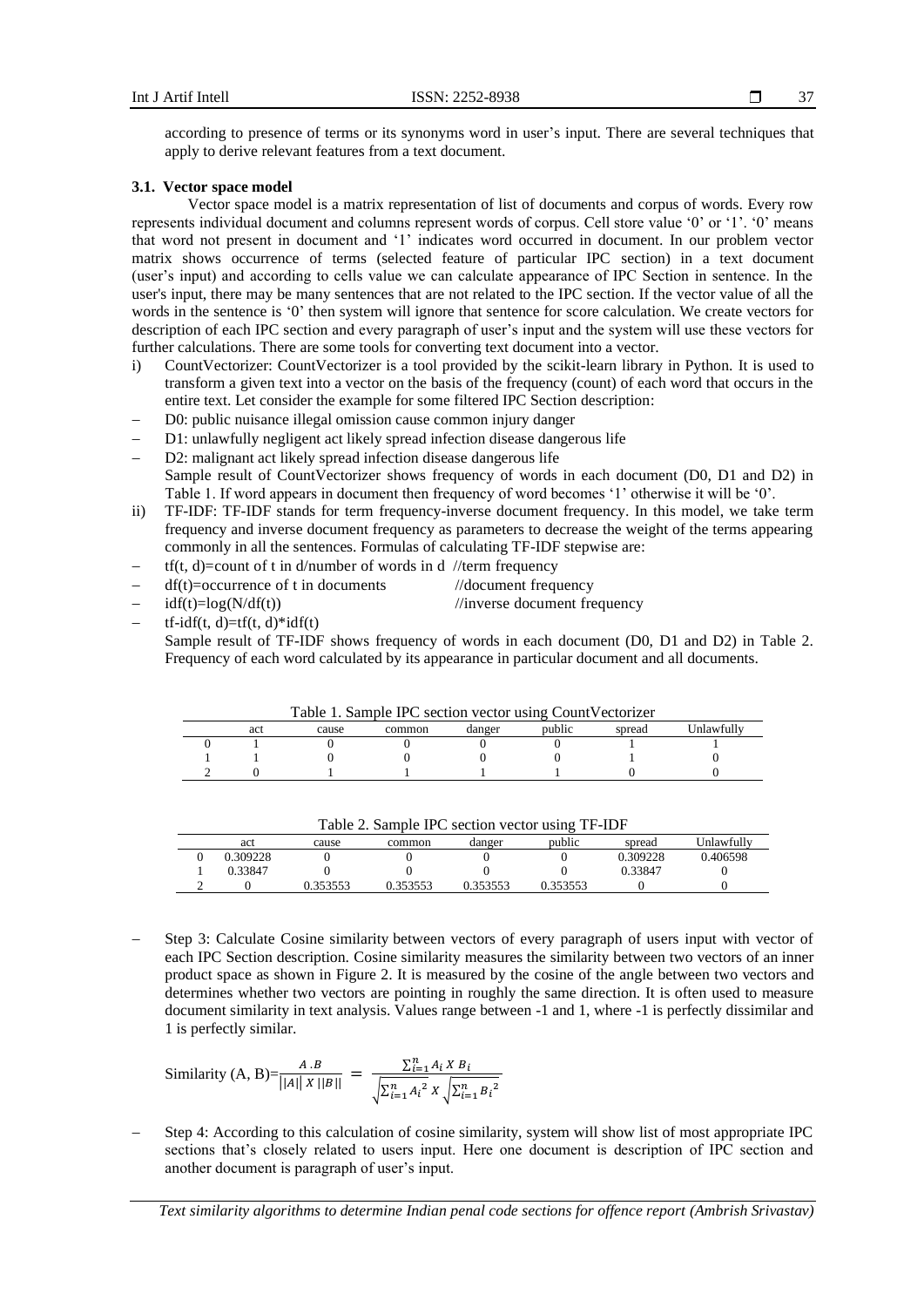according to presence of terms or its synonyms word in user's input. There are several techniques that apply to derive relevant features from a text document.

### 3.1. Vector space model

Vector space model is a matrix representation of list of documents and corpus of words. Every row represents individual document and columns represent words of corpus. Cell store value '0' or '1'. '0' means that word not present in document and '1' indicates word occurred in document. In our problem vector matrix shows occurrence of terms (selected feature of particular IPC section) in a text document (user's input) and according to cells value we can calculate appearance of IPC Section in sentence. In the user's input, there may be many sentences that are not related to the IPC section. If the vector value of all the words in the sentence is '0' then system will ignore that sentence for score calculation. We create vectors for description of each IPC section and every paragraph of user's input and the system will use these vectors for further calculations. There are some tools for converting text document into a vector.

i) CountVectorizer: CountVectorizer is a tool provided by the scikit-learn library in Python. It is used to transform a given text into a vector on the basis of the frequency (count) of each word that occurs in the entire text. Let consider the example for some filtered IPC Section description:
   - D0: public nuisance illegal omission cause common injury danger
   - D1: unlawfully negligent act likely spread infection disease dangerous life
   - D2: malignant act likely spread infection disease dangerous life

   Sample result of CountVectorizer shows frequency of words in each document (D0, D1 and D2) in Table 1. If word appears in document then frequency of word becomes '1' otherwise it will be '0'.

ii) TF-IDF: TF-IDF stands for term frequency-inverse document frequency. In this model, we take term frequency and inverse document frequency as parameters to decrease the weight of the terms appearing commonly in all the sentences. Formulas of calculating TF-IDF stepwise are:
   - tf(t, d)=count of t in d/number of words in d //term frequency
   - df(t)=occurrence of t in documents //document frequency
   - idf(t)=log(N/df(t)) //inverse document frequency
   - tf-idf(t, d)=tf(t, d)*idf(t)

   Sample result of TF-IDF shows frequency of words in each document (D0, D1 and D2) in Table 2. Frequency of each word calculated by its appearance in particular document and all documents.

Table 1. Sample IPC section vector using CountVectorizer

| | act | cause | common | danger | public | spread | Unlawfully |
|---|---|---|---|---|---|---|---|
| 0 | 1 | 0 | 0 | 0 | 0 | 1 | 1 |
| 1 | 1 | 0 | 0 | 0 | 0 | 1 | 0 |
| 2 | 0 | 1 | 1 | 1 | 1 | 0 | 0 |

Table 2. Sample IPC section vector using TF-IDF

| | act | cause | common | danger | public | spread | Unlawfully |
|---|---|---|---|---|---|---|---|
| 0 | 0.309228 | 0 | 0 | 0 | 0 | 0.309228 | 0.406598 |
| 1 | 0.33847 | 0 | 0 | 0 | 0 | 0.33847 | 0 |
| 2 | 0 | 0.353553 | 0.353553 | 0.353553 | 0.353553 | 0 | 0 |

- Step 3: Calculate Cosine similarity between vectors of every paragraph of users input with vector of each IPC Section description. Cosine similarity measures the similarity between two vectors of an inner product space as shown in Figure 2. It is measured by the cosine of the angle between two vectors and determines whether two vectors are pointing in roughly the same direction. It is often used to measure document similarity in text analysis. Values range between -1 and 1, where -1 is perfectly dissimilar and 1 is perfectly similar.

$$\text{Similarity (A, B)}=\frac{A.B}{||A|| \times ||B||} = \frac{\sum_{i=1}^{n} A_i \times B_i}{\sqrt{\sum_{i=1}^{n} {A_i}^2} \times \sqrt{\sum_{i=1}^{n} {B_i}^2}}$$

- Step 4: According to this calculation of cosine similarity, system will show list of most appropriate IPC sections that's closely related to users input. Here one document is description of IPC section and another document is paragraph of user's input.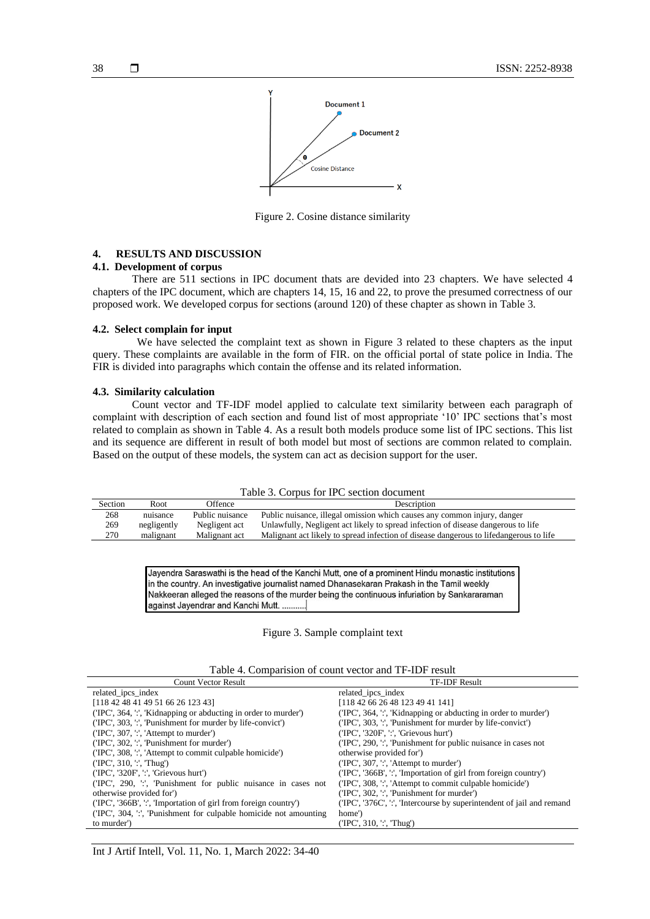Figure 2. Cosine distance similarity

## 4. RESULTS AND DISCUSSION

### 4.1. Development of corpus

There are 511 sections in IPC document thats are devided into 23 chapters. We have selected 4 chapters of the IPC document, which are chapters 14, 15, 16 and 22, to prove the presumed correctness of our proposed work. We developed corpus for sections (around 120) of these chapter as shown in Table 3.

### 4.2. Select complain for input

We have selected the complaint text as shown in Figure 3 related to these chapters as the input query. These complaints are available in the form of FIR. on the official portal of state police in India. The FIR is divided into paragraphs which contain the offense and its related information.

### 4.3. Similarity calculation

Count vector and TF-IDF model applied to calculate text similarity between each paragraph of complaint with description of each section and found list of most appropriate '10' IPC sections that's most related to complain as shown in Table 4. As a result both models produce some list of IPC sections. This list and its sequence are different in result of both model but most of sections are common related to complain. Based on the output of these models, the system can act as decision support for the user.

Table 3. Corpus for IPC section document

| Section | Root | Offence | Description |
|---|---|---|---|
| 268 | nuisance | Public nuisance | Public nuisance, illegal omission which causes any common injury, danger |
| 269 | negligently | Negligent act | Unlawfully, Negligent act likely to spread infection of disease dangerous to life |
| 270 | malignant | Malignant act | Malignant act likely to spread infection of disease dangerous to lifedangerous to life |

Jayendra Saraswathi is the head of the Kanchi Mutt, one of a prominent Hindu monastic institutions in the country. An investigative journalist named Dhanasekaran Prakash in the Tamil weekly Nakkeeran alleged the reasons of the murder being the continuous infuriation by Sankararaman against Jayendrar and Kanchi Mutt. ...........

Figure 3. Sample complaint text

Table 4. Comparision of count vector and TF-IDF result

| Count Vector Result | TF-IDF Result |
|---|---|
| related_ipcs_index | related_ipcs_index |
| [118 42 48 41 49 51 66 26 123 43] | [118 42 66 26 48 123 49 41 141] |
| ('IPC', 364, ':', 'Kidnapping or abducting in order to murder') | ('IPC', 364, ':', 'Kidnapping or abducting in order to murder') |
| ('IPC', 303, ':', 'Punishment for murder by life-convict') | ('IPC', 303, ':', 'Punishment for murder by life-convict') |
| ('IPC', 307, ':', 'Attempt to murder') | ('IPC', '320F', ':', 'Grievous hurt') |
| ('IPC', 302, ':', 'Punishment for murder') | ('IPC', 290, ':', 'Punishment for public nuisance in cases not otherwise provided for') |
| ('IPC', 308, ':', 'Attempt to commit culpable homicide') | ('IPC', 307, ':', 'Attempt to murder') |
| ('IPC', 310, ':', 'Thug') | ('IPC', '366B', ':', 'Importation of girl from foreign country') |
| ('IPC', '320F', ':', 'Grievous hurt') | ('IPC', 308, ':', 'Attempt to commit culpable homicide') |
| ('IPC', 290, ':', 'Punishment for public nuisance in cases not otherwise provided for') | ('IPC', 302, ':', 'Punishment for murder') |
| ('IPC', '366B', ':', 'Importation of girl from foreign country') | ('IPC', '376C', ':', 'Intercourse by superintendent of jail and remand home') |
| ('IPC', 304, ':', 'Punishment for culpable homicide not amounting to murder') | ('IPC', 310, ':', 'Thug') |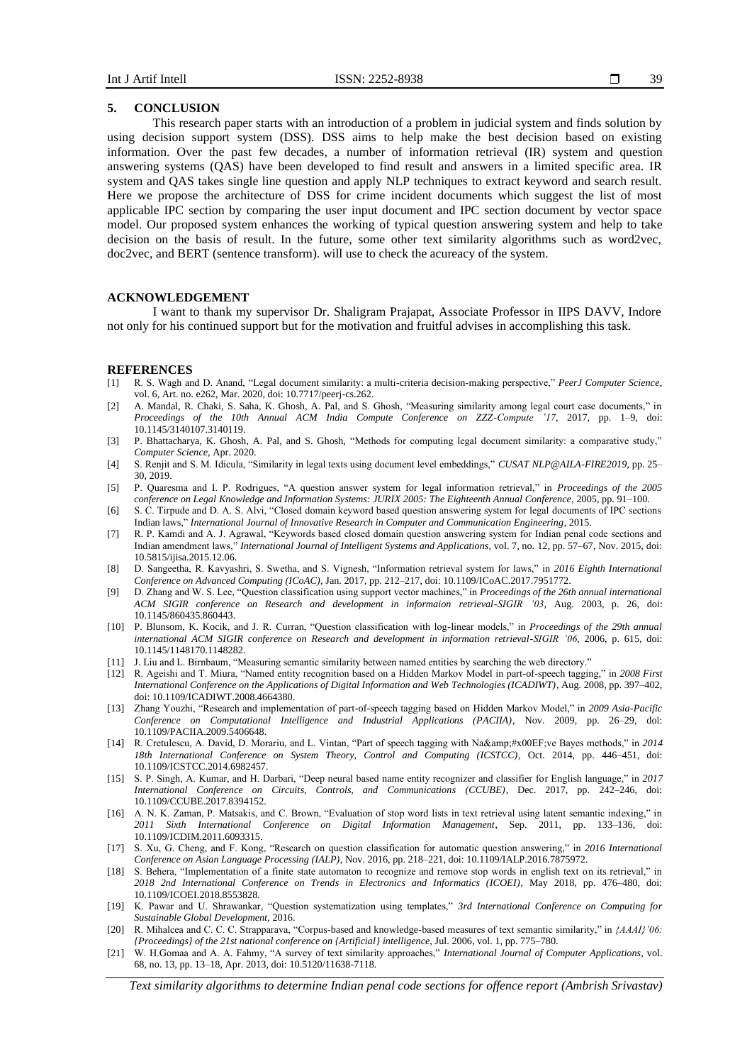## 5. CONCLUSION

This research paper starts with an introduction of a problem in judicial system and finds solution by using decision support system (DSS). DSS aims to help make the best decision based on existing information. Over the past few decades, a number of information retrieval (IR) system and question answering systems (QAS) have been developed to find result and answers in a limited specific area. IR system and QAS takes single line question and apply NLP techniques to extract keyword and search result. Here we propose the architecture of DSS for crime incident documents which suggest the list of most applicable IPC section by comparing the user input document and IPC section document by vector space model. Our proposed system enhances the working of typical question answering system and help to take decision on the basis of result. In the future, some other text similarity algorithms such as word2vec, doc2vec, and BERT (sentence transform). will use to check the acureacy of the system.

## ACKNOWLEDGEMENT

I want to thank my supervisor Dr. Shaligram Prajapat, Associate Professor in IIPS DAVV, Indore not only for his continued support but for the motivation and fruitful advises in accomplishing this task.

## REFERENCES

[1] R. S. Wagh and D. Anand, "Legal document similarity: a multi-criteria decision-making perspective," *PeerJ Computer Science*, vol. 6, Art. no. e262, Mar. 2020, doi: 10.7717/peerj-cs.262.

[2] A. Mandal, R. Chaki, S. Saha, K. Ghosh, A. Pal, and S. Ghosh, "Measuring similarity among legal court case documents," in *Proceedings of the 10th Annual ACM India Compute Conference on ZZZ-Compute '17*, 2017, pp. 1–9, doi: 10.1145/3140107.3140119.

[3] P. Bhattacharya, K. Ghosh, A. Pal, and S. Ghosh, "Methods for computing legal document similarity: a comparative study," *Computer Science*, Apr. 2020.

[4] S. Renjit and S. M. Idicula, "Similarity in legal texts using document level embeddings," *CUSAT NLP@AILA-FIRE2019*, pp. 25–30, 2019.

[5] P. Quaresma and I. P. Rodrigues, "A question answer system for legal information retrieval," in *Proceedings of the 2005 conference on Legal Knowledge and Information Systems: JURIX 2005: The Eighteenth Annual Conference*, 2005, pp. 91–100.

[6] S. C. Tirpude and D. A. S. Alvi, "Closed domain keyword based question answering system for legal documents of IPC sections Indian laws," *International Journal of Innovative Research in Computer and Communication Engineering*, 2015.

[7] R. P. Kamdi and A. J. Agrawal, "Keywords based closed domain question answering system for Indian penal code sections and Indian amendment laws," *International Journal of Intelligent Systems and Applications*, vol. 7, no. 12, pp. 57–67, Nov. 2015, doi: 10.5815/ijisa.2015.12.06.

[8] D. Sangeetha, R. Kavyashri, S. Swetha, and S. Vignesh, "Information retrieval system for laws," in *2016 Eighth International Conference on Advanced Computing (ICoAC)*, Jan. 2017, pp. 212–217, doi: 10.1109/ICoAC.2017.7951772.

[9] D. Zhang and W. S. Lee, "Question classification using support vector machines," in *Proceedings of the 26th annual international ACM SIGIR conference on Research and development in informaion retrieval-SIGIR '03*, Aug. 2003, p. 26, doi: 10.1145/860435.860443.

[10] P. Blunsom, K. Kocik, and J. R. Curran, "Question classification with log-linear models," in *Proceedings of the 29th annual international ACM SIGIR conference on Research and development in information retrieval-SIGIR '06*, 2006, p. 615, doi: 10.1145/1148170.1148282.

[11] J. Liu and L. Birnbaum, "Measuring semantic similarity between named entities by searching the web directory."

[12] R. Ageishi and T. Miura, "Named entity recognition based on a Hidden Markov Model in part-of-speech tagging," in *2008 First International Conference on the Applications of Digital Information and Web Technologies (ICADIWT)*, Aug. 2008, pp. 397–402, doi: 10.1109/ICADIWT.2008.4664380.

[13] Zhang Youzhi, "Research and implementation of part-of-speech tagging based on Hidden Markov Model," in *2009 Asia-Pacific Conference on Computational Intelligence and Industrial Applications (PACIIA)*, Nov. 2009, pp. 26–29, doi: 10.1109/PACIIA.2009.5406648.

[14] R. Cretulescu, A. David, D. Morariu, and L. Vintan, "Part of speech tagging with Na&amp;#x00EF;ve Bayes methods," in *2014 18th International Conference on System Theory, Control and Computing (ICSTCC)*, Oct. 2014, pp. 446–451, doi: 10.1109/ICSTCC.2014.6982457.

[15] S. P. Singh, A. Kumar, and H. Darbari, "Deep neural based name entity recognizer and classifier for English language," in *2017 International Conference on Circuits, Controls, and Communications (CCUBE)*, Dec. 2017, pp. 242–246, doi: 10.1109/CCUBE.2017.8394152.

[16] A. N. K. Zaman, P. Matsakis, and C. Brown, "Evaluation of stop word lists in text retrieval using latent semantic indexing," in *2011 Sixth International Conference on Digital Information Management*, Sep. 2011, pp. 133–136, doi: 10.1109/ICDIM.2011.6093315.

[17] S. Xu, G. Cheng, and F. Kong, "Research on question classification for automatic question answering," in *2016 International Conference on Asian Language Processing (IALP)*, Nov. 2016, pp. 218–221, doi: 10.1109/IALP.2016.7875972.

[18] S. Behera, "Implementation of a finite state automaton to recognize and remove stop words in english text on its retrieval," in *2018 2nd International Conference on Trends in Electronics and Informatics (ICOEI)*, May 2018, pp. 476–480, doi: 10.1109/ICOEI.2018.8553828.

[19] K. Pawar and U. Shrawankar, "Question systematization using templates," *3rd International Conference on Computing for Sustainable Global Development*, 2016.

[20] R. Mihalcea and C. C. C. Strapparava, "Corpus-based and knowledge-based measures of text semantic similarity," in *{AAAI}'06: {Proceedings} of the 21st national conference on {Artificial} intelligence*, Jul. 2006, vol. 1, pp. 775–780.

[21] W. H.Gomaa and A. A. Fahmy, "A survey of text similarity approaches," *International Journal of Computer Applications*, vol. 68, no. 13, pp. 13–18, Apr. 2013, doi: 10.5120/11638-7118.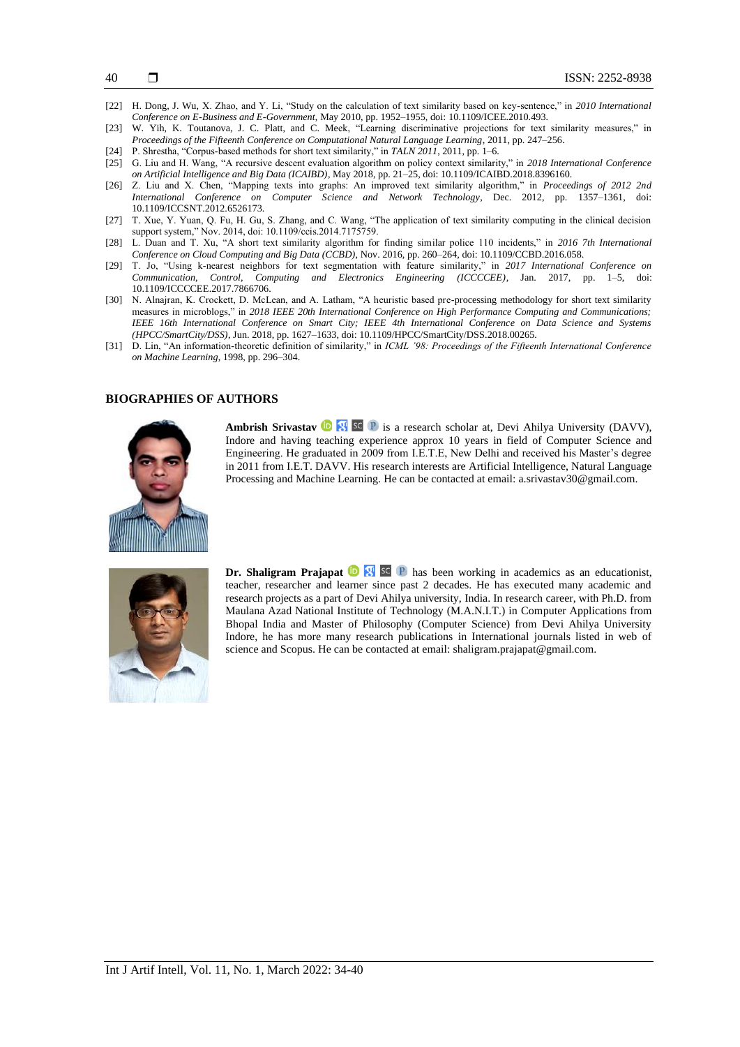[22] H. Dong, J. Wu, X. Zhao, and Y. Li, "Study on the calculation of text similarity based on key-sentence," in *2010 International Conference on E-Business and E-Government*, May 2010, pp. 1952–1955, doi: 10.1109/ICEE.2010.493.

[23] W. Yih, K. Toutanova, J. C. Platt, and C. Meek, "Learning discriminative projections for text similarity measures," in *Proceedings of the Fifteenth Conference on Computational Natural Language Learning*, 2011, pp. 247–256.

[24] P. Shrestha, "Corpus-based methods for short text similarity," in *TALN 2011*, 2011, pp. 1–6.

[25] G. Liu and H. Wang, "A recursive descent evaluation algorithm on policy context similarity," in *2018 International Conference on Artificial Intelligence and Big Data (ICAIBD)*, May 2018, pp. 21–25, doi: 10.1109/ICAIBD.2018.8396160.

[26] Z. Liu and X. Chen, "Mapping texts into graphs: An improved text similarity algorithm," in *Proceedings of 2012 2nd International Conference on Computer Science and Network Technology*, Dec. 2012, pp. 1357–1361, doi: 10.1109/ICCSNT.2012.6526173.

[27] T. Xue, Y. Yuan, Q. Fu, H. Gu, S. Zhang, and C. Wang, "The application of text similarity computing in the clinical decision support system," Nov. 2014, doi: 10.1109/ccis.2014.7175759.

[28] L. Duan and T. Xu, "A short text similarity algorithm for finding similar police 110 incidents," in *2016 7th International Conference on Cloud Computing and Big Data (CCBD)*, Nov. 2016, pp. 260–264, doi: 10.1109/CCBD.2016.058.

[29] T. Jo, "Using k-nearest neighbors for text segmentation with feature similarity," in *2017 International Conference on Communication, Control, Computing and Electronics Engineering (ICCCCEE)*, Jan. 2017, pp. 1–5, doi: 10.1109/ICCCCEE.2017.7866706.

[30] N. Alnajran, K. Crockett, D. McLean, and A. Latham, "A heuristic based pre-processing methodology for short text similarity measures in microblogs," in *2018 IEEE 20th International Conference on High Performance Computing and Communications; IEEE 16th International Conference on Smart City; IEEE 4th International Conference on Data Science and Systems (HPCC/SmartCity/DSS)*, Jun. 2018, pp. 1627–1633, doi: 10.1109/HPCC/SmartCity/DSS.2018.00265.

[31] D. Lin, "An information-theoretic definition of similarity," in *ICML '98: Proceedings of the Fifteenth International Conference on Machine Learning*, 1998, pp. 296–304.

## BIOGRAPHIES OF AUTHORS

**Ambrish Srivastav** is a research scholar at, Devi Ahilya University (DAVV), Indore and having teaching experience approx 10 years in field of Computer Science and Engineering. He graduated in 2009 from I.E.T.E, New Delhi and received his Master's degree in 2011 from I.E.T. DAVV. His research interests are Artificial Intelligence, Natural Language Processing and Machine Learning. He can be contacted at email: a.srivastav30@gmail.com.

**Dr. Shaligram Prajapat** has been working in academics as an educationist, teacher, researcher and learner since past 2 decades. He has executed many academic and research projects as a part of Devi Ahilya university, India. In research career, with Ph.D. from Maulana Azad National Institute of Technology (M.A.N.I.T.) in Computer Applications from Bhopal India and Master of Philosophy (Computer Science) from Devi Ahilya University Indore, he has more many research publications in International journals listed in web of science and Scopus. He can be contacted at email: shaligram.prajapat@gmail.com.